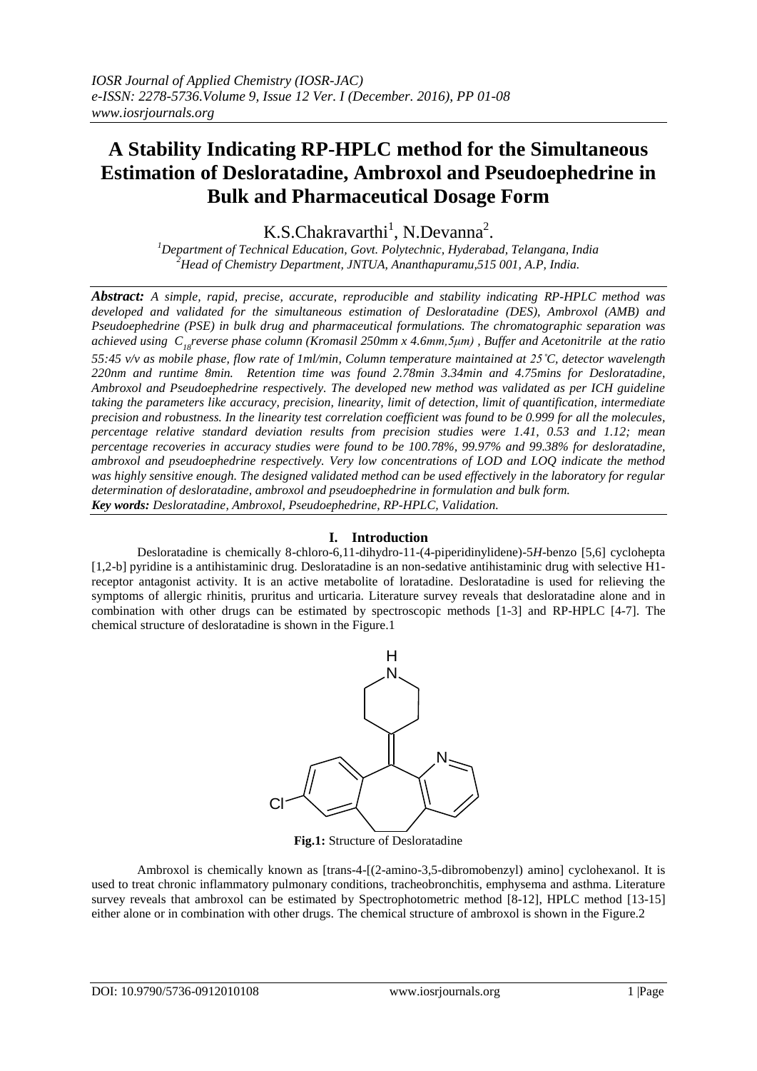# A Stability Indicating RP-HPLC method for the Simultaneous Estimation of Desloratadine, Ambroxol and Pseudoephedrine in Bulk and Pharmaceutical Dosage Form

K.S.Chakravarthi[1], N.Devanna[2].

[1]*Department of Technical Education, Govt. Polytechnic, Hyderabad, Telangana, India*
[2]*Head of Chemistry Department, JNTUA, Ananthapuramu,515 001, A.P, India.*

***Abstract:*** *A simple, rapid, precise, accurate, reproducible and stability indicating RP-HPLC method was developed and validated for the simultaneous estimation of Desloratadine (DES), Ambroxol (AMB) and Pseudoephedrine (PSE) in bulk drug and pharmaceutical formulations. The chromatographic separation was achieved using $C_{18}$reverse phase column (Kromasil 250mm x 4.6mm,5μm) , Buffer and Acetonitrile at the ratio 55:45 v/v as mobile phase, flow rate of 1ml/min, Column temperature maintained at 25°C, detector wavelength 220nm and runtime 8min. Retention time was found 2.78min 3.34min and 4.75mins for Desloratadine, Ambroxol and Pseudoephedrine respectively. The developed new method was validated as per ICH guideline taking the parameters like accuracy, precision, linearity, limit of detection, limit of quantification, intermediate precision and robustness. In the linearity test correlation coefficient was found to be 0.999 for all the molecules, percentage relative standard deviation results from precision studies were 1.41, 0.53 and 1.12; mean percentage recoveries in accuracy studies were found to be 100.78%, 99.97% and 99.38% for desloratadine, ambroxol and pseudoephedrine respectively. Very low concentrations of LOD and LOQ indicate the method was highly sensitive enough. The designed validated method can be used effectively in the laboratory for regular determination of desloratadine, ambroxol and pseudoephedrine in formulation and bulk form.*

***Key words:*** *Desloratadine, Ambroxol, Pseudoephedrine, RP-HPLC, Validation.*

## I. Introduction

Desloratadine is chemically 8-chloro-6,11-dihydro-11-(4-piperidinylidene)-5*H*-benzo [5,6] cyclohepta [1,2-b] pyridine is a antihistaminic drug. Desloratadine is an non-sedative antihistaminic drug with selective H1-receptor antagonist activity. It is an active metabolite of loratadine. Desloratadine is used for relieving the symptoms of allergic rhinitis, pruritus and urticaria. Literature survey reveals that desloratadine alone and in combination with other drugs can be estimated by spectroscopic methods [1-3] and RP-HPLC [4-7]. The chemical structure of desloratadine is shown in the Figure.1

**Fig.1:** Structure of Desloratadine

Ambroxol is chemically known as [trans-4-[(2-amino-3,5-dibromobenzyl) amino] cyclohexanol. It is used to treat chronic inflammatory pulmonary conditions, tracheobronchitis, emphysema and asthma. Literature survey reveals that ambroxol can be estimated by Spectrophotometric method [8-12], HPLC method [13-15] either alone or in combination with other drugs. The chemical structure of ambroxol is shown in the Figure.2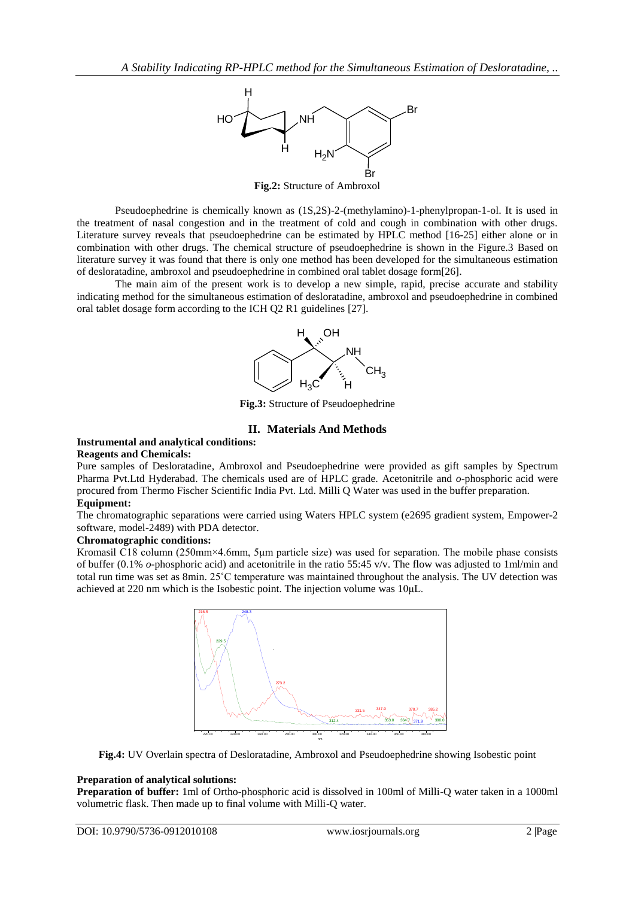**Fig.2:** Structure of Ambroxol

Pseudoephedrine is chemically known as (1S,2S)-2-(methylamino)-1-phenylpropan-1-ol. It is used in the treatment of nasal congestion and in the treatment of cold and cough in combination with other drugs. Literature survey reveals that pseudoephedrine can be estimated by HPLC method [16-25] either alone or in combination with other drugs. The chemical structure of pseudoephedrine is shown in the Figure.3 Based on literature survey it was found that there is only one method has been developed for the simultaneous estimation of desloratadine, ambroxol and pseudoephedrine in combined oral tablet dosage form[26].

The main aim of the present work is to develop a new simple, rapid, precise accurate and stability indicating method for the simultaneous estimation of desloratadine, ambroxol and pseudoephedrine in combined oral tablet dosage form according to the ICH Q2 R1 guidelines [27].

**Fig.3:** Structure of Pseudoephedrine

## II. Materials And Methods

**Instrumental and analytical conditions:**

**Reagents and Chemicals:**

Pure samples of Desloratadine, Ambroxol and Pseudoephedrine were provided as gift samples by Spectrum Pharma Pvt.Ltd Hyderabad. The chemicals used are of HPLC grade. Acetonitrile and *o*-phosphoric acid were procured from Thermo Fischer Scientific India Pvt. Ltd. Milli Q Water was used in the buffer preparation.

**Equipment:**

The chromatographic separations were carried using Waters HPLC system (e2695 gradient system, Empower-2 software, model-2489) with PDA detector.

**Chromatographic conditions:**

Kromasil C18 column (250mm×4.6mm, 5μm particle size) was used for separation. The mobile phase consists of buffer (0.1% *o*-phosphoric acid) and acetonitrile in the ratio 55:45 v/v. The flow was adjusted to 1ml/min and total run time was set as 8min. 25˚C temperature was maintained throughout the analysis. The UV detection was achieved at 220 nm which is the Isobestic point. The injection volume was 10μL.

**Fig.4:** UV Overlain spectra of Desloratadine, Ambroxol and Pseudoephedrine showing Isobestic point

**Preparation of analytical solutions:**

**Preparation of buffer:** 1ml of Ortho-phosphoric acid is dissolved in 100ml of Milli-Q water taken in a 1000ml volumetric flask. Then made up to final volume with Milli-Q water.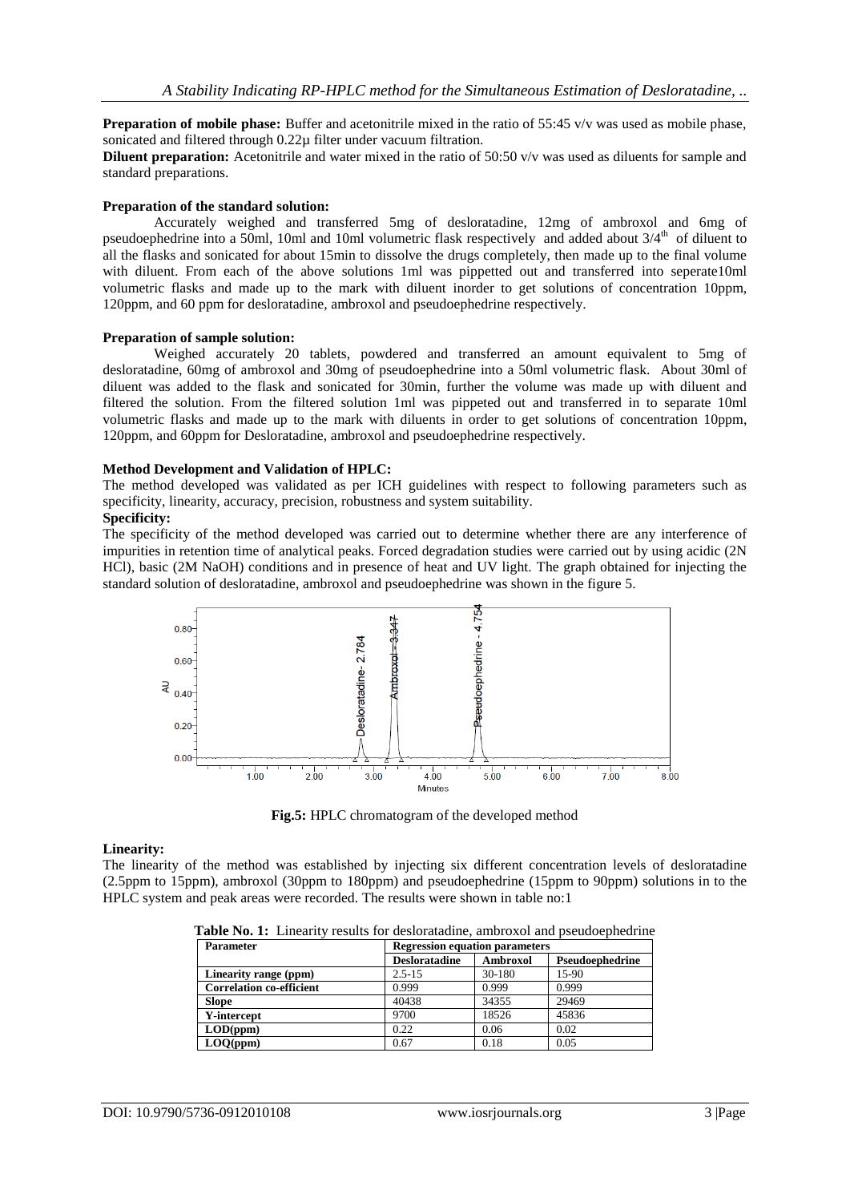**Preparation of mobile phase:** Buffer and acetonitrile mixed in the ratio of 55:45 v/v was used as mobile phase, sonicated and filtered through 0.22µ filter under vacuum filtration.

**Diluent preparation:** Acetonitrile and water mixed in the ratio of 50:50 v/v was used as diluents for sample and standard preparations.

**Preparation of the standard solution:**

Accurately weighed and transferred 5mg of desloratadine, 12mg of ambroxol and 6mg of pseudoephedrine into a 50ml, 10ml and 10ml volumetric flask respectively and added about 3/4[th] of diluent to all the flasks and sonicated for about 15min to dissolve the drugs completely, then made up to the final volume with diluent. From each of the above solutions 1ml was pippetted out and transferred into seperate10ml volumetric flasks and made up to the mark with diluent inorder to get solutions of concentration 10ppm, 120ppm, and 60 ppm for desloratadine, ambroxol and pseudoephedrine respectively.

**Preparation of sample solution:**

Weighed accurately 20 tablets, powdered and transferred an amount equivalent to 5mg of desloratadine, 60mg of ambroxol and 30mg of pseudoephedrine into a 50ml volumetric flask. About 30ml of diluent was added to the flask and sonicated for 30min, further the volume was made up with diluent and filtered the solution. From the filtered solution 1ml was pipeted out and transferred in to separate 10ml volumetric flasks and made up to the mark with diluents in order to get solutions of concentration 10ppm, 120ppm, and 60ppm for Desloratadine, ambroxol and pseudoephedrine respectively.

**Method Development and Validation of HPLC:**

The method developed was validated as per ICH guidelines with respect to following parameters such as specificity, linearity, accuracy, precision, robustness and system suitability.

**Specificity:**

The specificity of the method developed was carried out to determine whether there are any interference of impurities in retention time of analytical peaks. Forced degradation studies were carried out by using acidic (2N HCl), basic (2M NaOH) conditions and in presence of heat and UV light. The graph obtained for injecting the standard solution of desloratadine, ambroxol and pseudoephedrine was shown in the figure 5.

**Fig.5:** HPLC chromatogram of the developed method

**Linearity:**

The linearity of the method was established by injecting six different concentration levels of desloratadine (2.5ppm to 15ppm), ambroxol (30ppm to 180ppm) and pseudoephedrine (15ppm to 90ppm) solutions in to the HPLC system and peak areas were recorded. The results were shown in table no:1

**Table No. 1:** Linearity results for desloratadine, ambroxol and pseudoephedrine

| Parameter | Regression equation parameters | | |
|---|---|---|---|
| | Desloratadine | Ambroxol | Pseudoephedrine |
| Linearity range (ppm) | 2.5-15 | 30-180 | 15-90 |
| Correlation co-efficient | 0.999 | 0.999 | 0.999 |
| Slope | 40438 | 34355 | 29469 |
| Y-intercept | 9700 | 18526 | 45836 |
| LOD(ppm) | 0.22 | 0.06 | 0.02 |
| LOQ(ppm) | 0.67 | 0.18 | 0.05 |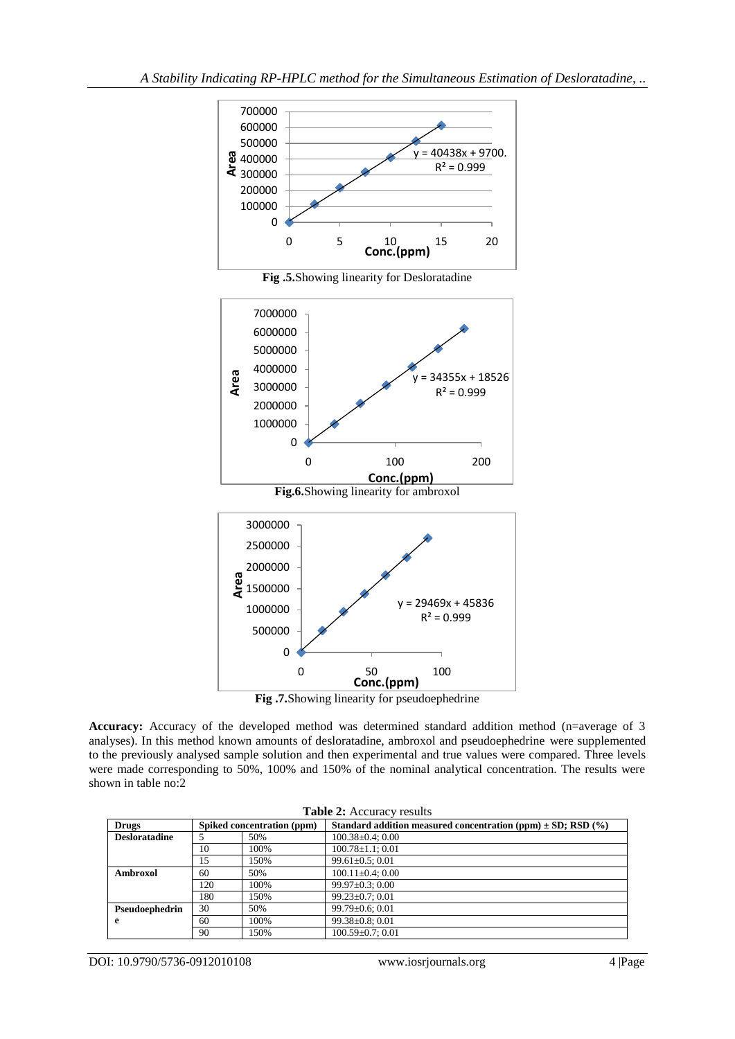Fig .5.Showing linearity for Desloratadine

Fig.6.Showing linearity for ambroxol

Fig .7.Showing linearity for pseudoephedrine

**Accuracy:** Accuracy of the developed method was determined standard addition method (n=average of 3 analyses). In this method known amounts of desloratadine, ambroxol and pseudoephedrine were supplemented to the previously analysed sample solution and then experimental and true values were compared. Three levels were made corresponding to 50%, 100% and 150% of the nominal analytical concentration. The results were shown in table no:2

**Table 2:** Accuracy results

| Drugs | Spiked concentration (ppm) | | Standard addition measured concentration (ppm) ± SD; RSD (%) |
|---|---|---|---|
| **Desloratadine** | 5 | 50% | 100.38±0.4; 0.00 |
| | 10 | 100% | 100.78±1.1; 0.01 |
| | 15 | 150% | 99.61±0.5; 0.01 |
| **Ambroxol** | 60 | 50% | 100.11±0.4; 0.00 |
| | 120 | 100% | 99.97±0.3; 0.00 |
| | 180 | 150% | 99.23±0.7; 0.01 |
| **Pseudoephedrine** | 30 | 50% | 99.79±0.6; 0.01 |
| | 60 | 100% | 99.38±0.8; 0.01 |
| | 90 | 150% | 100.59±0.7; 0.01 |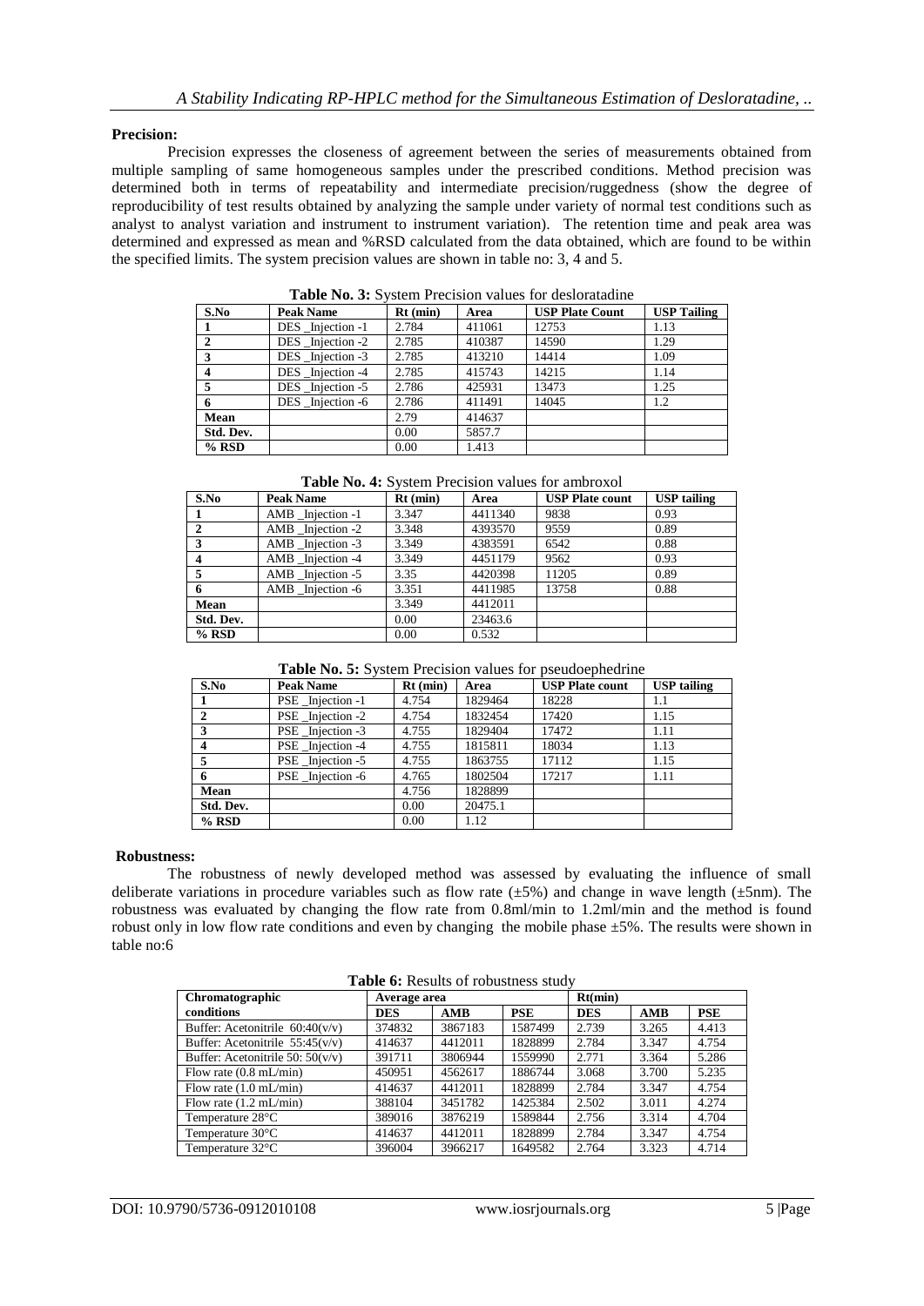**Precision:**

Precision expresses the closeness of agreement between the series of measurements obtained from multiple sampling of same homogeneous samples under the prescribed conditions. Method precision was determined both in terms of repeatability and intermediate precision/ruggedness (show the degree of reproducibility of test results obtained by analyzing the sample under variety of normal test conditions such as analyst to analyst variation and instrument to instrument variation). The retention time and peak area was determined and expressed as mean and %RSD calculated from the data obtained, which are found to be within the specified limits. The system precision values are shown in table no: 3, 4 and 5.

**Table No. 3:** System Precision values for desloratadine

| S.No | Peak Name | Rt (min) | Area | USP Plate Count | USP Tailing |
|---|---|---|---|---|---|
| 1 | DES _Injection -1 | 2.784 | 411061 | 12753 | 1.13 |
| 2 | DES _Injection -2 | 2.785 | 410387 | 14590 | 1.29 |
| 3 | DES _Injection -3 | 2.785 | 413210 | 14414 | 1.09 |
| 4 | DES _Injection -4 | 2.785 | 415743 | 14215 | 1.14 |
| 5 | DES _Injection -5 | 2.786 | 425931 | 13473 | 1.25 |
| 6 | DES _Injection -6 | 2.786 | 411491 | 14045 | 1.2 |
| Mean | | 2.79 | 414637 | | |
| Std. Dev. | | 0.00 | 5857.7 | | |
| % RSD | | 0.00 | 1.413 | | |

**Table No. 4:** System Precision values for ambroxol

| S.No | Peak Name | Rt (min) | Area | USP Plate count | USP tailing |
|---|---|---|---|---|---|
| 1 | AMB _Injection -1 | 3.347 | 4411340 | 9838 | 0.93 |
| 2 | AMB _Injection -2 | 3.348 | 4393570 | 9559 | 0.89 |
| 3 | AMB _Injection -3 | 3.349 | 4383591 | 6542 | 0.88 |
| 4 | AMB _Injection -4 | 3.349 | 4451179 | 9562 | 0.93 |
| 5 | AMB _Injection -5 | 3.35 | 4420398 | 11205 | 0.89 |
| 6 | AMB _Injection -6 | 3.351 | 4411985 | 13758 | 0.88 |
| Mean | | 3.349 | 4412011 | | |
| Std. Dev. | | 0.00 | 23463.6 | | |
| % RSD | | 0.00 | 0.532 | | |

**Table No. 5:** System Precision values for pseudoephedrine

| S.No | Peak Name | Rt (min) | Area | USP Plate count | USP tailing |
|---|---|---|---|---|---|
| 1 | PSE _Injection -1 | 4.754 | 1829464 | 18228 | 1.1 |
| 2 | PSE _Injection -2 | 4.754 | 1832454 | 17420 | 1.15 |
| 3 | PSE _Injection -3 | 4.755 | 1829404 | 17472 | 1.11 |
| 4 | PSE _Injection -4 | 4.755 | 1815811 | 18034 | 1.13 |
| 5 | PSE _Injection -5 | 4.755 | 1863755 | 17112 | 1.15 |
| 6 | PSE _Injection -6 | 4.765 | 1802504 | 17217 | 1.11 |
| Mean | | 4.756 | 1828899 | | |
| Std. Dev. | | 0.00 | 20475.1 | | |
| % RSD | | 0.00 | 1.12 | | |

**Robustness:**

The robustness of newly developed method was assessed by evaluating the influence of small deliberate variations in procedure variables such as flow rate (±5%) and change in wave length (±5nm). The robustness was evaluated by changing the flow rate from 0.8ml/min to 1.2ml/min and the method is found robust only in low flow rate conditions and even by changing the mobile phase ±5%. The results were shown in table no:6

**Table 6:** Results of robustness study

| Chromatographic conditions | Average area | | | Rt(min) | | |
|---|---|---|---|---|---|---|
| | DES | AMB | PSE | DES | AMB | PSE |
| Buffer: Acetonitrile 60:40(v/v) | 374832 | 3867183 | 1587499 | 2.739 | 3.265 | 4.413 |
| Buffer: Acetonitrile 55:45(v/v) | 414637 | 4412011 | 1828899 | 2.784 | 3.347 | 4.754 |
| Buffer: Acetonitrile 50: 50(v/v) | 391711 | 3806944 | 1559990 | 2.771 | 3.364 | 5.286 |
| Flow rate (0.8 mL/min) | 450951 | 4562617 | 1886744 | 3.068 | 3.700 | 5.235 |
| Flow rate (1.0 mL/min) | 414637 | 4412011 | 1828899 | 2.784 | 3.347 | 4.754 |
| Flow rate (1.2 mL/min) | 388104 | 3451782 | 1425384 | 2.502 | 3.011 | 4.274 |
| Temperature 28°C | 389016 | 3876219 | 1589844 | 2.756 | 3.314 | 4.704 |
| Temperature 30°C | 414637 | 4412011 | 1828899 | 2.784 | 3.347 | 4.754 |
| Temperature 32°C | 396004 | 3966217 | 1649582 | 2.764 | 3.323 | 4.714 |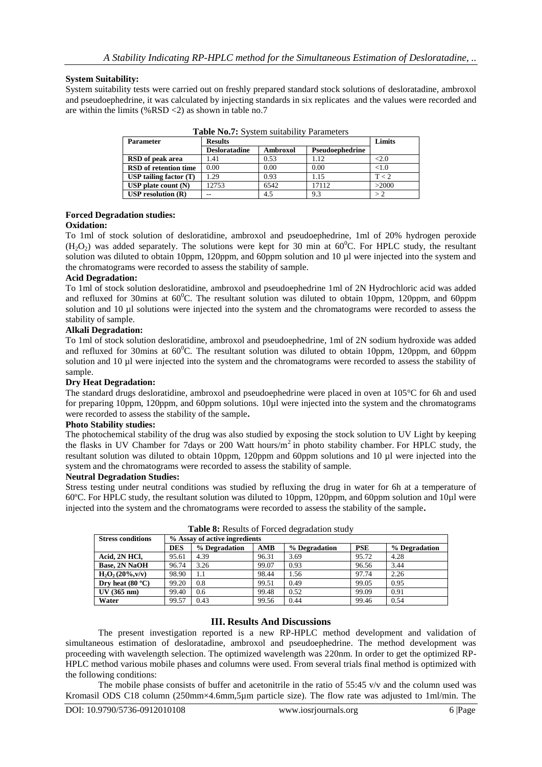**System Suitability:**

System suitability tests were carried out on freshly prepared standard stock solutions of desloratadine, ambroxol and pseudoephedrine, it was calculated by injecting standards in six replicates and the values were recorded and are within the limits (%RSD <2) as shown in table no.7

**Table No.7:** System suitability Parameters

| Parameter | Results | | | Limits |
|---|---|---|---|---|
| | Desloratadine | Ambroxol | Pseudoephedrine | |
| RSD of peak area | 1.41 | 0.53 | 1.12 | <2.0 |
| RSD of retention time | 0.00 | 0.00 | 0.00 | <1.0 |
| USP tailing factor (T) | 1.29 | 0.93 | 1.15 | T < 2 |
| USP plate count (N) | 12753 | 6542 | 17112 | >2000 |
| USP resolution (R) | -- | 4.5 | 9.3 | > 2 |

**Forced Degradation studies:**

**Oxidation:**

To 1ml of stock solution of desloratidine, ambroxol and pseudoephedrine, 1ml of 20% hydrogen peroxide ($H_2O_2$) was added separately. The solutions were kept for 30 min at $60^0$C. For HPLC study, the resultant solution was diluted to obtain 10ppm, 120ppm, and 60ppm solution and 10 µl were injected into the system and the chromatograms were recorded to assess the stability of sample.

**Acid Degradation:**

To 1ml of stock solution desloratidine, ambroxol and pseudoephedrine 1ml of 2N Hydrochloric acid was added and refluxed for 30mins at $60^0$C. The resultant solution was diluted to obtain 10ppm, 120ppm, and 60ppm solution and 10 µl solutions were injected into the system and the chromatograms were recorded to assess the stability of sample.

**Alkali Degradation:**

To 1ml of stock solution desloratidine, ambroxol and pseudoephedrine, 1ml of 2N sodium hydroxide was added and refluxed for 30mins at $60^0$C. The resultant solution was diluted to obtain 10ppm, 120ppm, and 60ppm solution and 10 µl were injected into the system and the chromatograms were recorded to assess the stability of sample.

**Dry Heat Degradation:**

The standard drugs desloratidine, ambroxol and pseudoephedrine were placed in oven at 105°C for 6h and used for preparing 10ppm, 120ppm, and 60ppm solutions. 10µl were injected into the system and the chromatograms were recorded to assess the stability of the sample**.**

**Photo Stability studies:**

The photochemical stability of the drug was also studied by exposing the stock solution to UV Light by keeping the flasks in UV Chamber for 7days or 200 Watt hours/$m^2$ in photo stability chamber. For HPLC study, the resultant solution was diluted to obtain 10ppm, 120ppm and 60ppm solutions and 10 µl were injected into the system and the chromatograms were recorded to assess the stability of sample.

**Neutral Degradation Studies:**

Stress testing under neutral conditions was studied by refluxing the drug in water for 6h at a temperature of 60ºC. For HPLC study, the resultant solution was diluted to 10ppm, 120ppm, and 60ppm solution and 10µl were injected into the system and the chromatograms were recorded to assess the stability of the sample**.**

**Table 8:** Results of Forced degradation study

| Stress conditions | % Assay of active ingredients | | | | | |
|---|---|---|---|---|---|---|
| | DES | % Degradation | AMB | % Degradation | PSE | % Degradation |
| Acid, 2N HCl, | 95.61 | 4.39 | 96.31 | 3.69 | 95.72 | 4.28 |
| Base, 2N NaOH | 96.74 | 3.26 | 99.07 | 0.93 | 96.56 | 3.44 |
| $H_2O_2$ (20%,v/v) | 98.90 | 1.1 | 98.44 | 1.56 | 97.74 | 2.26 |
| Dry heat (80 °C) | 99.20 | 0.8 | 99.51 | 0.49 | 99.05 | 0.95 |
| UV (365 nm) | 99.40 | 0.6 | 99.48 | 0.52 | 99.09 | 0.91 |
| Water | 99.57 | 0.43 | 99.56 | 0.44 | 99.46 | 0.54 |

## III. Results And Discussions

The present investigation reported is a new RP-HPLC method development and validation of simultaneous estimation of desloratadine, ambroxol and pseudoephedrine. The method development was proceeding with wavelength selection. The optimized wavelength was 220nm. In order to get the optimized RP-HPLC method various mobile phases and columns were used. From several trials final method is optimized with the following conditions:

The mobile phase consists of buffer and acetonitrile in the ratio of 55:45 v/v and the column used was Kromasil ODS C18 column (250mm×4.6mm,5µm particle size). The flow rate was adjusted to 1ml/min. The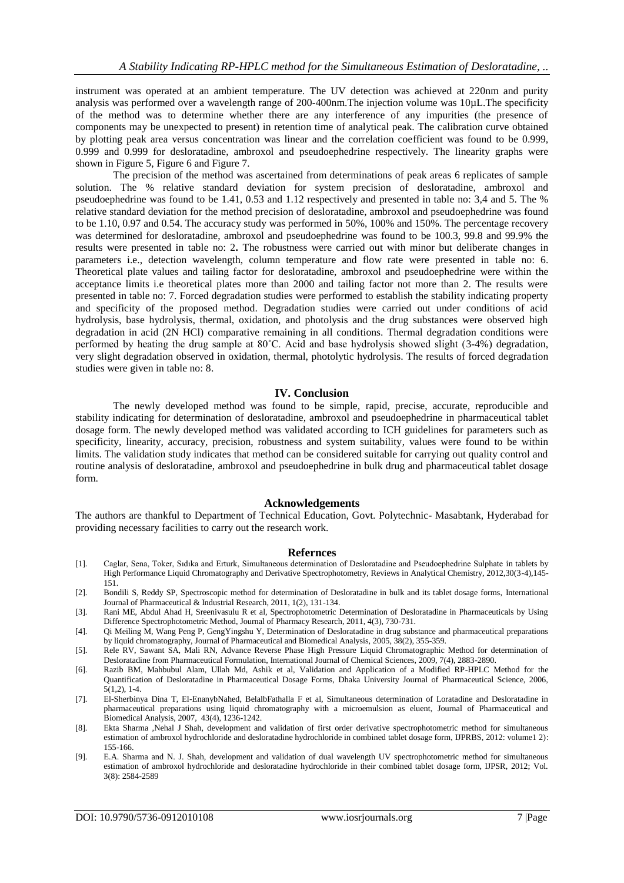instrument was operated at an ambient temperature. The UV detection was achieved at 220nm and purity analysis was performed over a wavelength range of 200-400nm.The injection volume was 10µL.The specificity of the method was to determine whether there are any interference of any impurities (the presence of components may be unexpected to present) in retention time of analytical peak. The calibration curve obtained by plotting peak area versus concentration was linear and the correlation coefficient was found to be 0.999, 0.999 and 0.999 for desloratadine, ambroxol and pseudoephedrine respectively. The linearity graphs were shown in Figure 5, Figure 6 and Figure 7.

The precision of the method was ascertained from determinations of peak areas 6 replicates of sample solution. The % relative standard deviation for system precision of desloratadine, ambroxol and pseudoephedrine was found to be 1.41, 0.53 and 1.12 respectively and presented in table no: 3,4 and 5. The % relative standard deviation for the method precision of desloratadine, ambroxol and pseudoephedrine was found to be 1.10, 0.97 and 0.54. The accuracy study was performed in 50%, 100% and 150%. The percentage recovery was determined for desloratadine, ambroxol and pseudoephedrine was found to be 100.3, 99.8 and 99.9% the results were presented in table no: 2**.** The robustness were carried out with minor but deliberate changes in parameters i.e., detection wavelength, column temperature and flow rate were presented in table no: 6. Theoretical plate values and tailing factor for desloratadine, ambroxol and pseudoephedrine were within the acceptance limits i.e theoretical plates more than 2000 and tailing factor not more than 2. The results were presented in table no: 7. Forced degradation studies were performed to establish the stability indicating property and specificity of the proposed method. Degradation studies were carried out under conditions of acid hydrolysis, base hydrolysis, thermal, oxidation, and photolysis and the drug substances were observed high degradation in acid (2N HCl) comparative remaining in all conditions. Thermal degradation conditions were performed by heating the drug sample at 80˚C. Acid and base hydrolysis showed slight (3-4%) degradation, very slight degradation observed in oxidation, thermal, photolytic hydrolysis. The results of forced degradation studies were given in table no: 8.

## IV. Conclusion

The newly developed method was found to be simple, rapid, precise, accurate, reproducible and stability indicating for determination of desloratadine, ambroxol and pseudoephedrine in pharmaceutical tablet dosage form. The newly developed method was validated according to ICH guidelines for parameters such as specificity, linearity, accuracy, precision, robustness and system suitability, values were found to be within limits. The validation study indicates that method can be considered suitable for carrying out quality control and routine analysis of desloratadine, ambroxol and pseudoephedrine in bulk drug and pharmaceutical tablet dosage form.

## Acknowledgements

The authors are thankful to Department of Technical Education, Govt. Polytechnic- Masabtank, Hyderabad for providing necessary facilities to carry out the research work.

## Refernces

[1]. Caglar, Sena, Toker, Sıdıka and Erturk, Simultaneous determination of Desloratadine and Pseudoephedrine Sulphate in tablets by High Performance Liquid Chromatography and Derivative Spectrophotometry, Reviews in Analytical Chemistry, 2012,30(3-4),145-151.

[2]. Bondili S, Reddy SP, Spectroscopic method for determination of Desloratadine in bulk and its tablet dosage forms, International Journal of Pharmaceutical & Industrial Research, 2011, 1(2), 131-134.

[3]. Rani ME, Abdul Ahad H, Sreenivasulu R et al, Spectrophotometric Determination of Desloratadine in Pharmaceuticals by Using Difference Spectrophotometric Method, Journal of Pharmacy Research, 2011, 4(3), 730-731.

[4]. Qi Meiling M, Wang Peng P, GengYingshu Y, Determination of Desloratadine in drug substance and pharmaceutical preparations by liquid chromatography, Journal of Pharmaceutical and Biomedical Analysis, 2005, 38(2), 355-359.

[5]. Rele RV, Sawant SA, Mali RN, Advance Reverse Phase High Pressure Liquid Chromatographic Method for determination of Desloratadine from Pharmaceutical Formulation, International Journal of Chemical Sciences, 2009, 7(4), 2883-2890.

[6]. Razib BM, Mahbubul Alam, Ullah Md, Ashik et al, Validation and Application of a Modified RP-HPLC Method for the Quantification of Desloratadine in Pharmaceutical Dosage Forms, Dhaka University Journal of Pharmaceutical Science, 2006, 5(1,2), 1-4.

[7]. El-Sherbinya Dina T, El-EnanybNahed, BelalbFathalla F et al, Simultaneous determination of Loratadine and Desloratadine in pharmaceutical preparations using liquid chromatography with a microemulsion as eluent, Journal of Pharmaceutical and Biomedical Analysis, 2007, 43(4), 1236-1242.

[8]. Ekta Sharma ,Nehal J Shah, development and validation of first order derivative spectrophotometric method for simultaneous estimation of ambroxol hydrochloride and desloratadine hydrochloride in combined tablet dosage form, IJPRBS, 2012: volume1 2): 155-166.

[9]. E.A. Sharma and N. J. Shah, development and validation of dual wavelength UV spectrophotometric method for simultaneous estimation of ambroxol hydrochloride and desloratadine hydrochloride in their combined tablet dosage form, IJPSR, 2012; Vol. 3(8): 2584-2589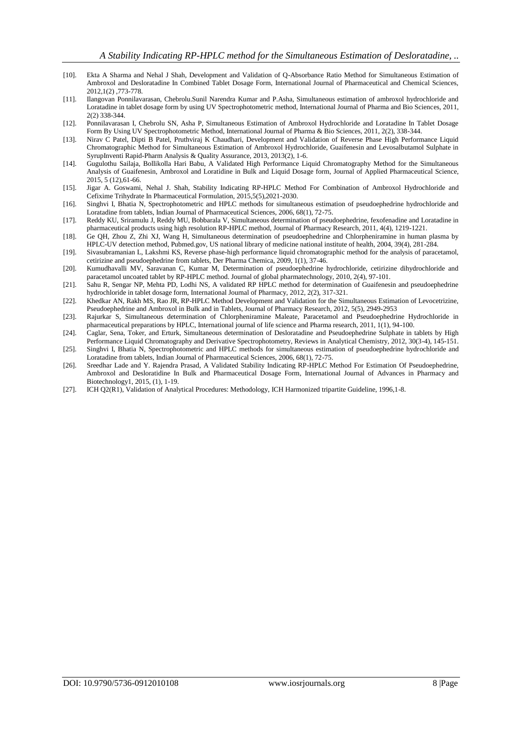[10]. Ekta A Sharma and Nehal J Shah, Development and Validation of Q-Absorbance Ratio Method for Simultaneous Estimation of Ambroxol and Desloratadine In Combined Tablet Dosage Form, International Journal of Pharmaceutical and Chemical Sciences, 2012,1(2) ,773-778.

[11]. Ilangovan Ponnilavarasan, Chebrolu.Sunil Narendra Kumar and P.Asha, Simultaneous estimation of ambroxol hydrochloride and Loratadine in tablet dosage form by using UV Spectrophotometric method, International Journal of Pharma and Bio Sciences, 2011, 2(2) 338-344.

[12]. Ponnilavarasan I, Chebrolu SN, Asha P, Simultaneous Estimation of Ambroxol Hydrochloride and Loratadine In Tablet Dosage Form By Using UV Spectrophotometric Method, International Journal of Pharma & Bio Sciences, 2011, 2(2), 338-344.

[13]. Nirav C Patel, Dipti B Patel, Pruthviraj K Chaudhari, Development and Validation of Reverse Phase High Performance Liquid Chromatographic Method for Simultaneous Estimation of Ambroxol Hydrochloride, Guaifenesin and Levosalbutamol Sulphate in SyrupInventi Rapid-Pharm Analysis & Quality Assurance, 2013, 2013(2), 1-6.

[14]. Gugulothu Sailaja, Bollikolla Hari Babu, A Validated High Performance Liquid Chromatography Method for the Simultaneous Analysis of Guaifenesin, Ambroxol and Loratidine in Bulk and Liquid Dosage form, Journal of Applied Pharmaceutical Science, 2015, 5 (12),61-66.

[15]. Jigar A. Goswami, Nehal J. Shah, Stability Indicating RP-HPLC Method For Combination of Ambroxol Hydrochloride and Cefixime Trihydrate In Pharmaceutical Formulation, 2015,5(5),2021-2030.

[16]. Singhvi I, Bhatia N, Spectrophotometric and HPLC methods for simultaneous estimation of pseudoephedrine hydrochloride and Loratadine from tablets, Indian Journal of Pharmaceutical Sciences, 2006, 68(1), 72-75.

[17]. Reddy KU, Sriramulu J, Reddy MU, Bobbarala V, Simultaneous determination of pseudoephedrine, fexofenadine and Loratadine in pharmaceutical products using high resolution RP-HPLC method, Journal of Pharmacy Research, 2011, 4(4), 1219-1221.

[18]. Ge QH, Zhou Z, Zhi XJ, Wang H, Simultaneous determination of pseudoephedrine and Chlorpheniramine in human plasma by HPLC-UV detection method, Pubmed.gov, US national library of medicine national institute of health, 2004, 39(4), 281-284.

[19]. Sivasubramanian L, Lakshmi KS, Reverse phase-high performance liquid chromatographic method for the analysis of paracetamol, cetirizine and pseudoephedrine from tablets, Der Pharma Chemica, 2009, 1(1), 37-46.

[20]. Kumudhavalli MV, Saravanan C, Kumar M, Determination of pseudoephedrine hydrochloride, cetirizine dihydrochloride and paracetamol uncoated tablet by RP-HPLC method. Journal of global pharmatechnology, 2010, 2(4), 97-101.

[21]. Sahu R, Sengar NP, Mehta PD, Lodhi NS, A validated RP HPLC method for determination of Guaifenesin and pseudoephedrine hydrochloride in tablet dosage form, International Journal of Pharmacy, 2012, 2(2), 317-321.

[22]. Khedkar AN, Rakh MS, Rao JR, RP-HPLC Method Development and Validation for the Simultaneous Estimation of Levocetrizine, Pseudoephedrine and Ambroxol in Bulk and in Tablets, Journal of Pharmacy Research, 2012, 5(5), 2949-2953

[23]. Rajurkar S, Simultaneous determination of Chlorpheniramine Maleate, Paracetamol and Pseudoephedrine Hydrochloride in pharmaceutical preparations by HPLC, International journal of life science and Pharma research, 2011, 1(1), 94-100.

[24]. Caglar, Sena, Toker, and Erturk, Simultaneous determination of Desloratadine and Pseudoephedrine Sulphate in tablets by High Performance Liquid Chromatography and Derivative Spectrophotometry, Reviews in Analytical Chemistry, 2012, 30(3-4), 145-151.

[25]. Singhvi I, Bhatia N, Spectrophotometric and HPLC methods for simultaneous estimation of pseudoephedrine hydrochloride and Loratadine from tablets, Indian Journal of Pharmaceutical Sciences, 2006, 68(1), 72-75.

[26]. Sreedhar Lade and Y. Rajendra Prasad, A Validated Stability Indicating RP-HPLC Method For Estimation Of Pseudoephedrine, Ambroxol and Desloratidine In Bulk and Pharmaceutical Dosage Form, International Journal of Advances in Pharmacy and Biotechnology1, 2015, (1), 1-19.

[27]. ICH Q2(R1), Validation of Analytical Procedures: Methodology, ICH Harmonized tripartite Guideline, 1996,1-8.